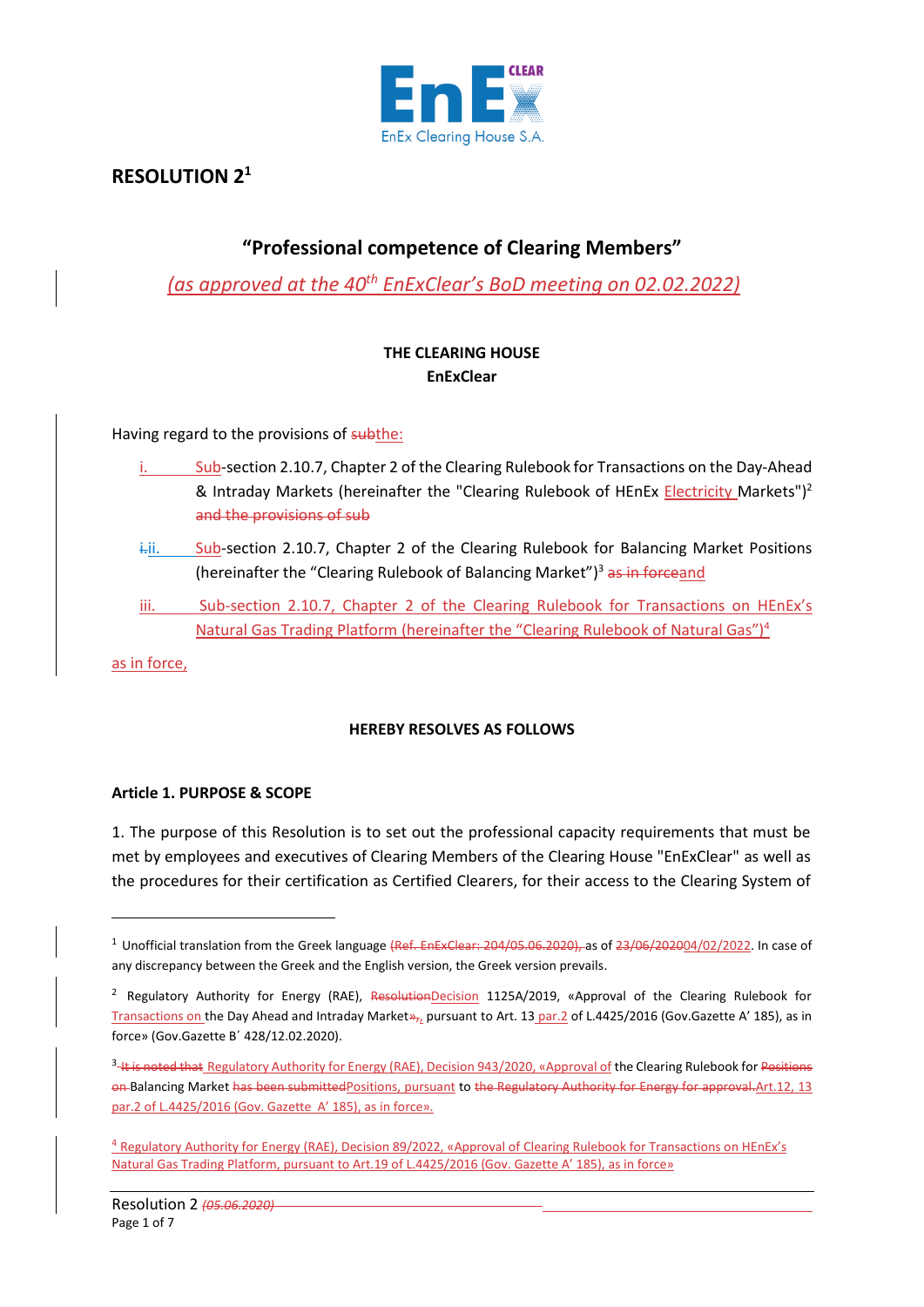# RESOLUTION 2[1]

## "Professional competence of Clearing Members"

*(as approved at the 40th EnExClear's BoD meeting on 02.02.2022)*

**THE CLEARING HOUSE**
**EnExClear**

Having regard to the provisions of ~~sub~~the:

i. Sub-section 2.10.7, Chapter 2 of the Clearing Rulebook for Transactions on the Day-Ahead & Intraday Markets (hereinafter the "Clearing Rulebook of HEnEx Electricity Markets")[2] ~~and the provisions of sub~~

~~i.~~ii. Sub-section 2.10.7, Chapter 2 of the Clearing Rulebook for Balancing Market Positions (hereinafter the "Clearing Rulebook of Balancing Market")[3] ~~as in force~~and

iii. Sub-section 2.10.7, Chapter 2 of the Clearing Rulebook for Transactions on HEnEx's Natural Gas Trading Platform (hereinafter the "Clearing Rulebook of Natural Gas")[4]

as in force,

**HEREBY RESOLVES AS FOLLOWS**

### Article 1. PURPOSE & SCOPE

1. The purpose of this Resolution is to set out the professional capacity requirements that must be met by employees and executives of Clearing Members of the Clearing House "EnExClear" as well as the procedures for their certification as Certified Clearers, for their access to the Clearing System of

---

[1] Unofficial translation from the Greek language ~~(Ref. EnExClear: 204/05.06.2020),~~ as of ~~23/06/2020~~04/02/2022. In case of any discrepancy between the Greek and the English version, the Greek version prevails.

[2] Regulatory Authority for Energy (RAE), ~~Resolution~~Decision 1125A/2019, «Approval of the Clearing Rulebook for Transactions on the Day Ahead and Intraday Market~~»~~, pursuant to Art. 13 par.2 of L.4425/2016 (Gov.Gazette A' 185), as in force» (Gov.Gazette B' 428/12.02.2020).

[3] ~~It is noted that~~ Regulatory Authority for Energy (RAE), Decision 943/2020, «Approval of the Clearing Rulebook for ~~Positions on~~ Balancing Market ~~has been submitted~~Positions, pursuant to ~~the Regulatory Authority for Energy for approval.~~Art.12, 13 par.2 of L.4425/2016 (Gov. Gazette A' 185), as in force».

[4] Regulatory Authority for Energy (RAE), Decision 89/2022, «Approval of Clearing Rulebook for Transactions on HEnEx's Natural Gas Trading Platform, pursuant to Art.19 of L.4425/2016 (Gov. Gazette A' 185), as in force»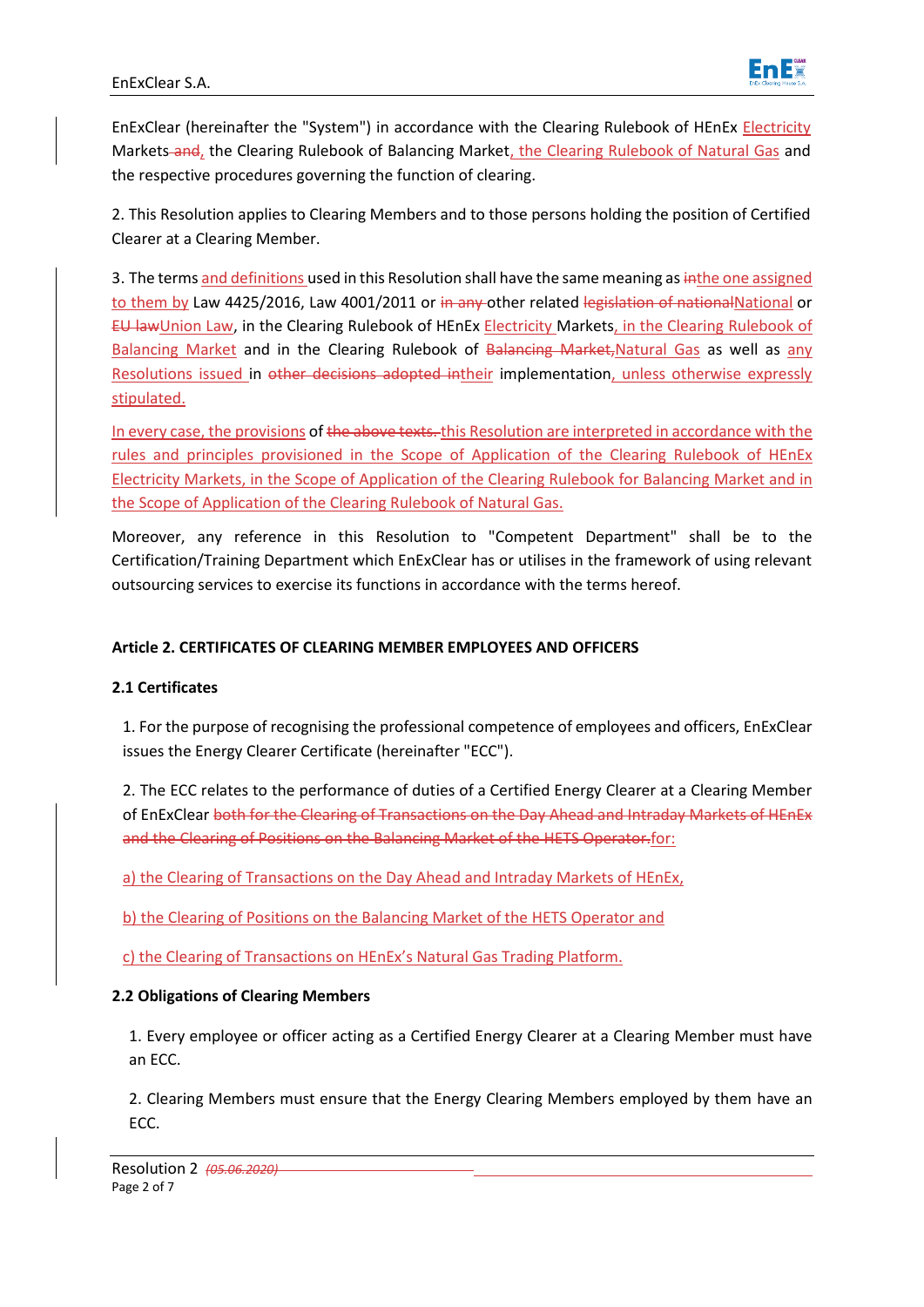EnExClear (hereinafter the "System") in accordance with the Clearing Rulebook of HEnEx Electricity Markets ~~and~~, the Clearing Rulebook of Balancing Market, the Clearing Rulebook of Natural Gas and the respective procedures governing the function of clearing.

2. This Resolution applies to Clearing Members and to those persons holding the position of Certified Clearer at a Clearing Member.

3. The terms and definitions used in this Resolution shall have the same meaning as ~~in~~the one assigned to them by Law 4425/2016, Law 4001/2011 or ~~in any~~ other related ~~legislation of national~~National or ~~EU law~~Union Law, in the Clearing Rulebook of HEnEx Electricity Markets, in the Clearing Rulebook of Balancing Market and in the Clearing Rulebook of ~~Balancing Market,~~Natural Gas as well as any Resolutions issued in ~~other decisions adopted in~~their implementation, unless otherwise expressly stipulated.

In every case, the provisions of ~~the above texts.~~ this Resolution are interpreted in accordance with the rules and principles provisioned in the Scope of Application of the Clearing Rulebook of HEnEx Electricity Markets, in the Scope of Application of the Clearing Rulebook for Balancing Market and in the Scope of Application of the Clearing Rulebook of Natural Gas.

Moreover, any reference in this Resolution to "Competent Department" shall be to the Certification/Training Department which EnExClear has or utilises in the framework of using relevant outsourcing services to exercise its functions in accordance with the terms hereof.

## Article 2. CERTIFICATES OF CLEARING MEMBER EMPLOYEES AND OFFICERS

### 2.1 Certificates

1. For the purpose of recognising the professional competence of employees and officers, EnExClear issues the Energy Clearer Certificate (hereinafter "ECC").

2. The ECC relates to the performance of duties of a Certified Energy Clearer at a Clearing Member of EnExClear ~~both for the Clearing of Transactions on the Day Ahead and Intraday Markets of HEnEx and the Clearing of Positions on the Balancing Market of the HETS Operator.~~ for:

a) the Clearing of Transactions on the Day Ahead and Intraday Markets of HEnEx,

b) the Clearing of Positions on the Balancing Market of the HETS Operator and

c) the Clearing of Transactions on HEnEx's Natural Gas Trading Platform.

### 2.2 Obligations of Clearing Members

1. Every employee or officer acting as a Certified Energy Clearer at a Clearing Member must have an ECC.

2. Clearing Members must ensure that the Energy Clearing Members employed by them have an ECC.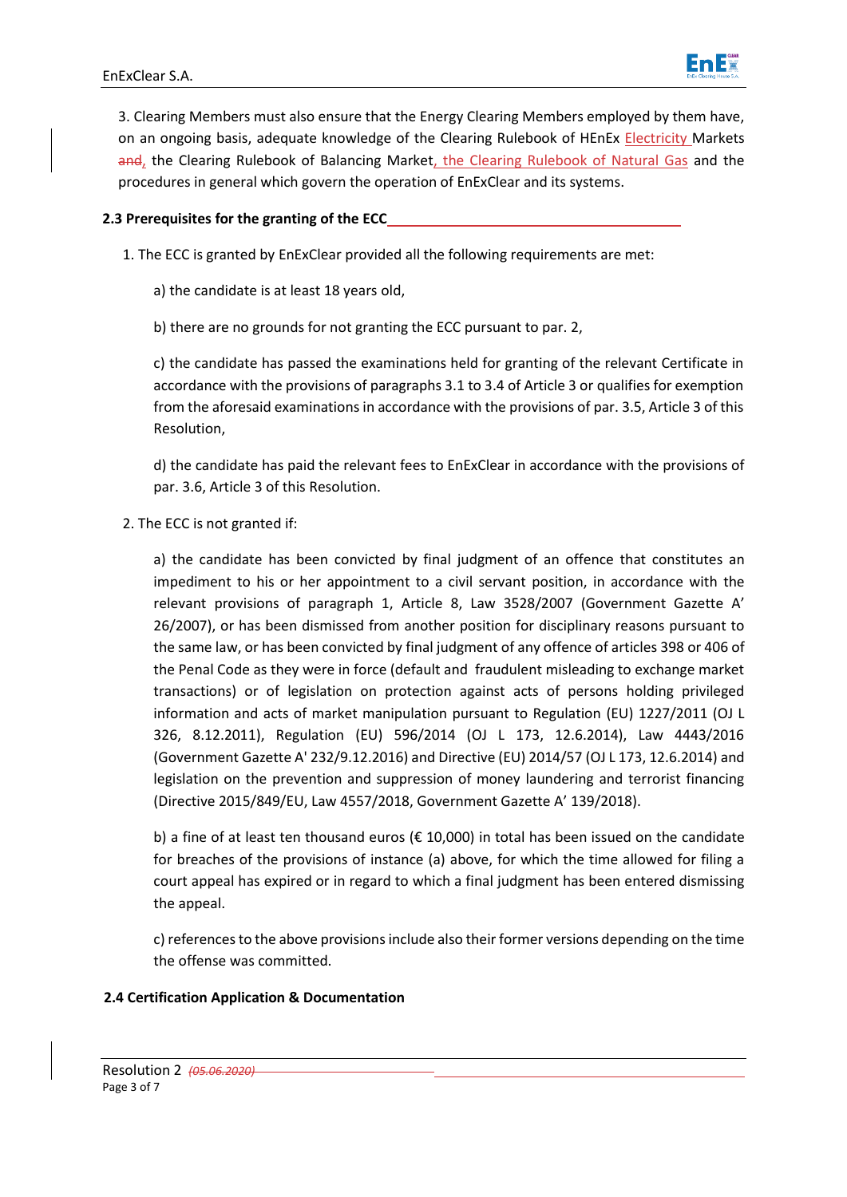3. Clearing Members must also ensure that the Energy Clearing Members employed by them have, on an ongoing basis, adequate knowledge of the Clearing Rulebook of HEnEx Electricity Markets, the Clearing Rulebook of Balancing Market, the Clearing Rulebook of Natural Gas and the procedures in general which govern the operation of EnExClear and its systems.

### 2.3 Prerequisites for the granting of the ECC

1. The ECC is granted by EnExClear provided all the following requirements are met:

    a) the candidate is at least 18 years old,

    b) there are no grounds for not granting the ECC pursuant to par. 2,

    c) the candidate has passed the examinations held for granting of the relevant Certificate in accordance with the provisions of paragraphs 3.1 to 3.4 of Article 3 or qualifies for exemption from the aforesaid examinations in accordance with the provisions of par. 3.5, Article 3 of this Resolution,

    d) the candidate has paid the relevant fees to EnExClear in accordance with the provisions of par. 3.6, Article 3 of this Resolution.

2. The ECC is not granted if:

    a) the candidate has been convicted by final judgment of an offence that constitutes an impediment to his or her appointment to a civil servant position, in accordance with the relevant provisions of paragraph 1, Article 8, Law 3528/2007 (Government Gazette A' 26/2007), or has been dismissed from another position for disciplinary reasons pursuant to the same law, or has been convicted by final judgment of any offence of articles 398 or 406 of the Penal Code as they were in force (default and fraudulent misleading to exchange market transactions) or of legislation on protection against acts of persons holding privileged information and acts of market manipulation pursuant to Regulation (EU) 1227/2011 (OJ L 326, 8.12.2011), Regulation (EU) 596/2014 (OJ L 173, 12.6.2014), Law 4443/2016 (Government Gazette A' 232/9.12.2016) and Directive (EU) 2014/57 (OJ L 173, 12.6.2014) and legislation on the prevention and suppression of money laundering and terrorist financing (Directive 2015/849/EU, Law 4557/2018, Government Gazette A' 139/2018).

    b) a fine of at least ten thousand euros (€ 10,000) in total has been issued on the candidate for breaches of the provisions of instance (a) above, for which the time allowed for filing a court appeal has expired or in regard to which a final judgment has been entered dismissing the appeal.

    c) references to the above provisions include also their former versions depending on the time the offense was committed.

### 2.4 Certification Application & Documentation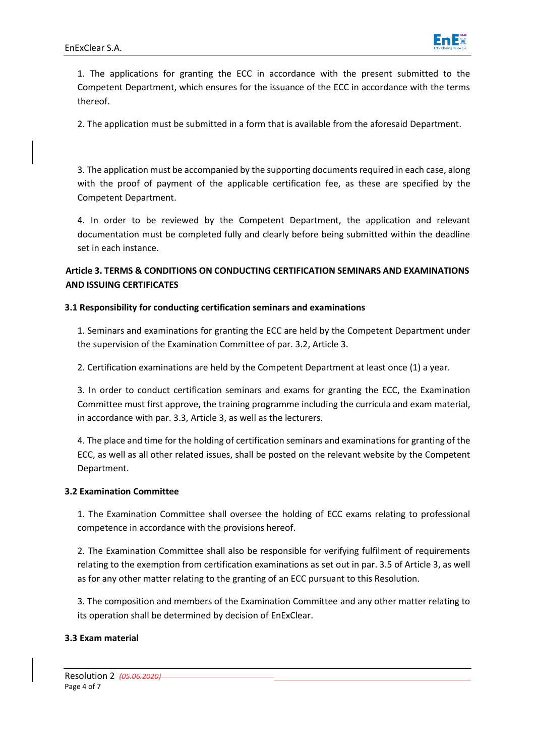1. The applications for granting the ECC in accordance with the present submitted to the Competent Department, which ensures for the issuance of the ECC in accordance with the terms thereof.

2. The application must be submitted in a form that is available from the aforesaid Department.

3. The application must be accompanied by the supporting documents required in each case, along with the proof of payment of the applicable certification fee, as these are specified by the Competent Department.

4. In order to be reviewed by the Competent Department, the application and relevant documentation must be completed fully and clearly before being submitted within the deadline set in each instance.

## Article 3. TERMS & CONDITIONS ON CONDUCTING CERTIFICATION SEMINARS AND EXAMINATIONS AND ISSUING CERTIFICATES

### 3.1 Responsibility for conducting certification seminars and examinations

1. Seminars and examinations for granting the ECC are held by the Competent Department under the supervision of the Examination Committee of par. 3.2, Article 3.

2. Certification examinations are held by the Competent Department at least once (1) a year.

3. In order to conduct certification seminars and exams for granting the ECC, the Examination Committee must first approve, the training programme including the curricula and exam material, in accordance with par. 3.3, Article 3, as well as the lecturers.

4. The place and time for the holding of certification seminars and examinations for granting of the ECC, as well as all other related issues, shall be posted on the relevant website by the Competent Department.

### 3.2 Examination Committee

1. The Examination Committee shall oversee the holding of ECC exams relating to professional competence in accordance with the provisions hereof.

2. The Examination Committee shall also be responsible for verifying fulfilment of requirements relating to the exemption from certification examinations as set out in par. 3.5 of Article 3, as well as for any other matter relating to the granting of an ECC pursuant to this Resolution.

3. The composition and members of the Examination Committee and any other matter relating to its operation shall be determined by decision of EnExClear.

### 3.3 Exam material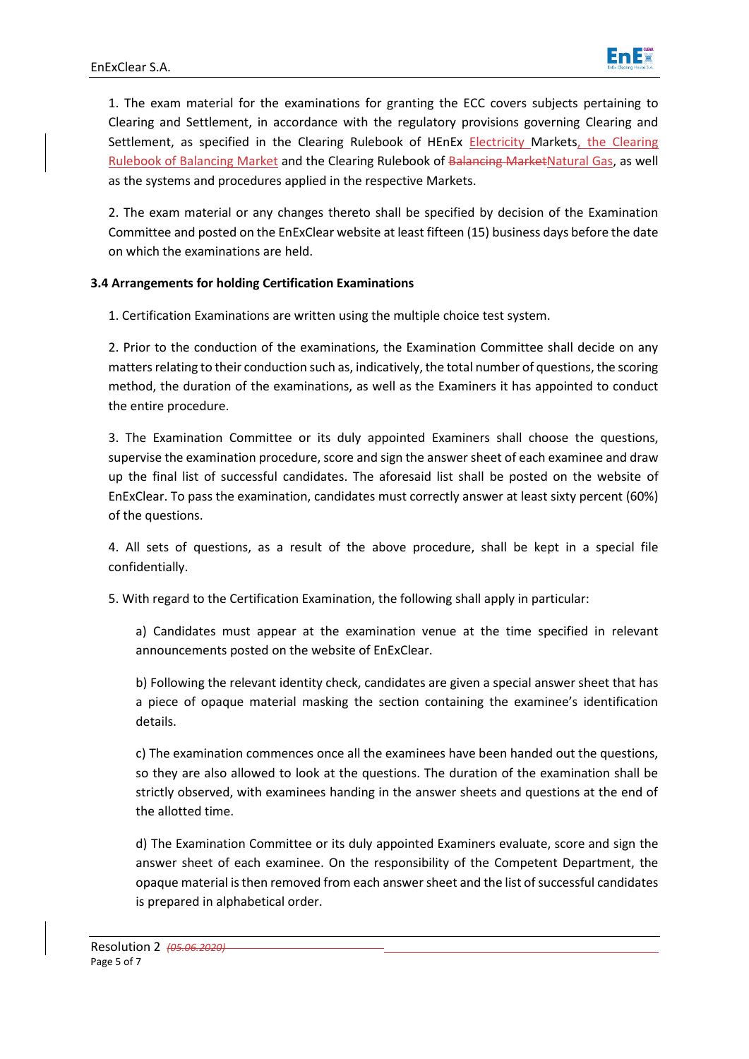1. The exam material for the examinations for granting the ECC covers subjects pertaining to Clearing and Settlement, in accordance with the regulatory provisions governing Clearing and Settlement, as specified in the Clearing Rulebook of HEnEx Electricity Markets, the Clearing Rulebook of Balancing Market and the Clearing Rulebook of ~~Balancing Market~~Natural Gas, as well as the systems and procedures applied in the respective Markets.

2. The exam material or any changes thereto shall be specified by decision of the Examination Committee and posted on the EnExClear website at least fifteen (15) business days before the date on which the examinations are held.

**3.4 Arrangements for holding Certification Examinations**

1. Certification Examinations are written using the multiple choice test system.

2. Prior to the conduction of the examinations, the Examination Committee shall decide on any matters relating to their conduction such as, indicatively, the total number of questions, the scoring method, the duration of the examinations, as well as the Examiners it has appointed to conduct the entire procedure.

3. The Examination Committee or its duly appointed Examiners shall choose the questions, supervise the examination procedure, score and sign the answer sheet of each examinee and draw up the final list of successful candidates. The aforesaid list shall be posted on the website of EnExClear. To pass the examination, candidates must correctly answer at least sixty percent (60%) of the questions.

4. All sets of questions, as a result of the above procedure, shall be kept in a special file confidentially.

5. With regard to the Certification Examination, the following shall apply in particular:

a) Candidates must appear at the examination venue at the time specified in relevant announcements posted on the website of EnExClear.

b) Following the relevant identity check, candidates are given a special answer sheet that has a piece of opaque material masking the section containing the examinee's identification details.

c) The examination commences once all the examinees have been handed out the questions, so they are also allowed to look at the questions. The duration of the examination shall be strictly observed, with examinees handing in the answer sheets and questions at the end of the allotted time.

d) The Examination Committee or its duly appointed Examiners evaluate, score and sign the answer sheet of each examinee. On the responsibility of the Competent Department, the opaque material is then removed from each answer sheet and the list of successful candidates is prepared in alphabetical order.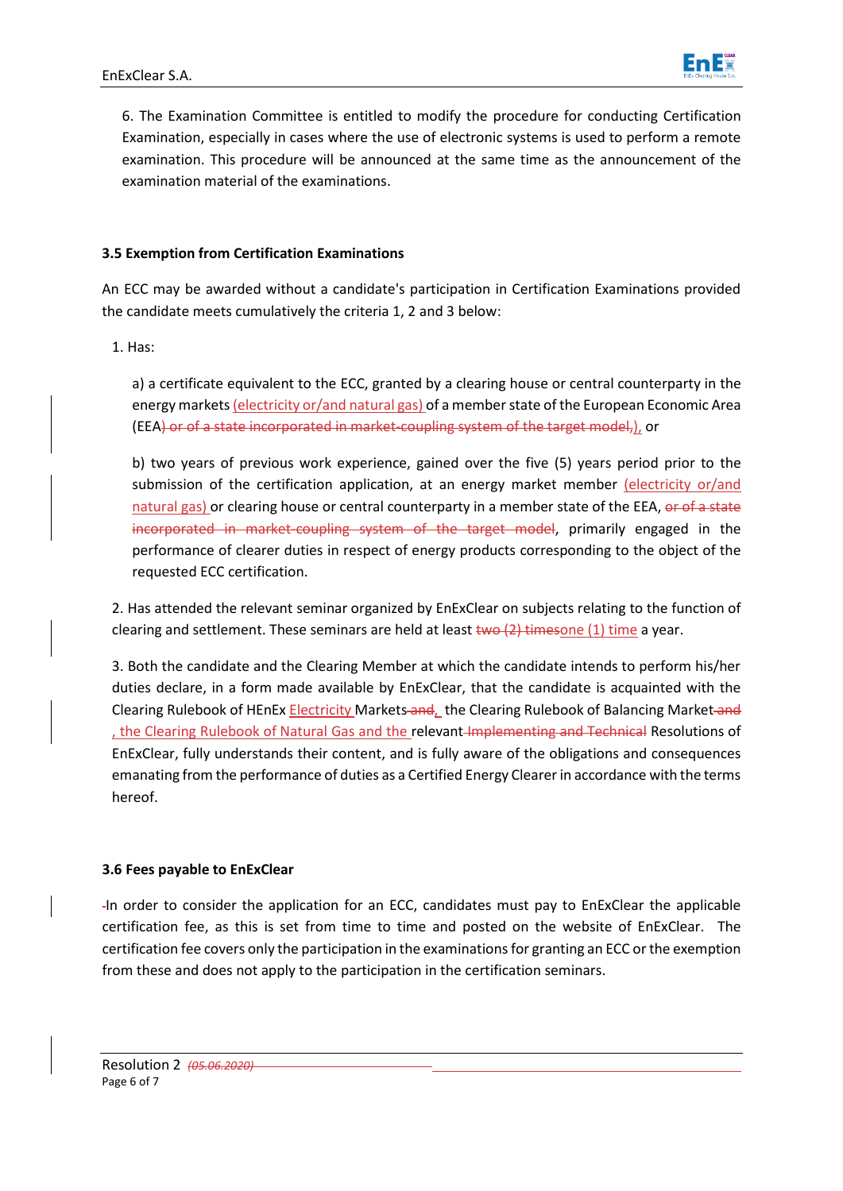6. The Examination Committee is entitled to modify the procedure for conducting Certification Examination, especially in cases where the use of electronic systems is used to perform a remote examination. This procedure will be announced at the same time as the announcement of the examination material of the examinations.

### 3.5 Exemption from Certification Examinations

An ECC may be awarded without a candidate's participation in Certification Examinations provided the candidate meets cumulatively the criteria 1, 2 and 3 below:

1. Has:

   a) a certificate equivalent to the ECC, granted by a clearing house or central counterparty in the energy markets (electricity or/and natural gas) of a member state of the European Economic Area (EEA~~) or of a state incorporated in market-coupling system of the target model,~~), or

   b) two years of previous work experience, gained over the five (5) years period prior to the submission of the certification application, at an energy market member (electricity or/and natural gas) or clearing house or central counterparty in a member state of the EEA, ~~or of a state incorporated in market-coupling system of the target model~~, primarily engaged in the performance of clearer duties in respect of energy products corresponding to the object of the requested ECC certification.

2. Has attended the relevant seminar organized by EnExClear on subjects relating to the function of clearing and settlement. These seminars are held at least ~~two (2) times~~one (1) time a year.

3. Both the candidate and the Clearing Member at which the candidate intends to perform his/her duties declare, in a form made available by EnExClear, that the candidate is acquainted with the Clearing Rulebook of HEnEx Electricity Markets ~~and~~, the Clearing Rulebook of Balancing Market ~~and~~ , the Clearing Rulebook of Natural Gas and the relevant ~~Implementing and Technical~~ Resolutions of EnExClear, fully understands their content, and is fully aware of the obligations and consequences emanating from the performance of duties as a Certified Energy Clearer in accordance with the terms hereof.

### 3.6 Fees payable to EnExClear

In order to consider the application for an ECC, candidates must pay to EnExClear the applicable certification fee, as this is set from time to time and posted on the website of EnExClear. The certification fee covers only the participation in the examinations for granting an ECC or the exemption from these and does not apply to the participation in the certification seminars.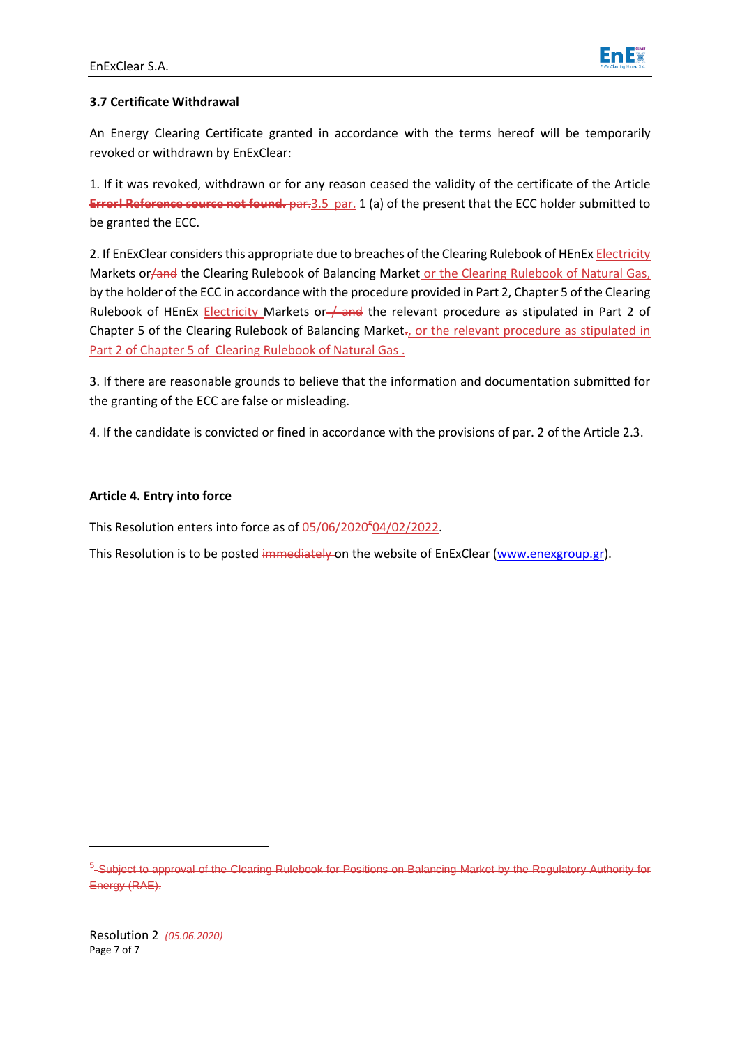### 3.7 Certificate Withdrawal

An Energy Clearing Certificate granted in accordance with the terms hereof will be temporarily revoked or withdrawn by EnExClear:

1. If it was revoked, withdrawn or for any reason ceased the validity of the certificate of the Article ~~Error! Reference source not found.~~ ~~par.~~3.5 par. 1 (a) of the present that the ECC holder submitted to be granted the ECC.

2. If EnExClear considers this appropriate due to breaches of the Clearing Rulebook of HEnEx Electricity Markets or~~/and~~ the Clearing Rulebook of Balancing Market or the Clearing Rulebook of Natural Gas, by the holder of the ECC in accordance with the procedure provided in Part 2, Chapter 5 of the Clearing Rulebook of HEnEx Electricity Markets or~~ / and~~ the relevant procedure as stipulated in Part 2 of Chapter 5 of the Clearing Rulebook of Balancing Market~~.~~, or the relevant procedure as stipulated in Part 2 of Chapter 5 of Clearing Rulebook of Natural Gas .

3. If there are reasonable grounds to believe that the information and documentation submitted for the granting of the ECC are false or misleading.

4. If the candidate is convicted or fined in accordance with the provisions of par. 2 of the Article 2.3.

### Article 4. Entry into force

This Resolution enters into force as of ~~05/06/2020~~[5]04/02/2022.

This Resolution is to be posted ~~immediately~~ on the website of EnExClear (www.enexgroup.gr).

---

~~[5] Subject to approval of the Clearing Rulebook for Positions on Balancing Market by the Regulatory Authority for Energy (RAE).~~